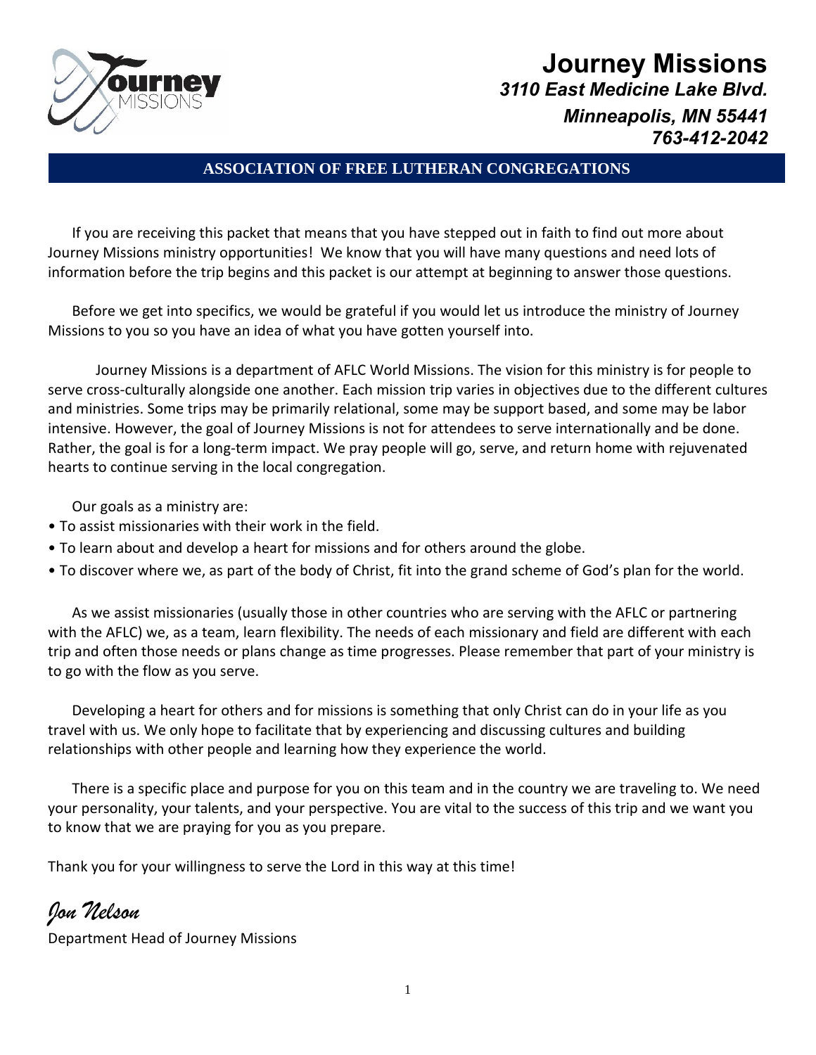# Journey Missions

*3110 East Medicine Lake Blvd.*

*Minneapolis, MN 55441*

*763-412-2042*

**ASSOCIATION OF FREE LUTHERAN CONGREGATIONS**

If you are receiving this packet that means that you have stepped out in faith to find out more about Journey Missions ministry opportunities! We know that you will have many questions and need lots of information before the trip begins and this packet is our attempt at beginning to answer those questions.

Before we get into specifics, we would be grateful if you would let us introduce the ministry of Journey Missions to you so you have an idea of what you have gotten yourself into.

Journey Missions is a department of AFLC World Missions. The vision for this ministry is for people to serve cross-culturally alongside one another. Each mission trip varies in objectives due to the different cultures and ministries. Some trips may be primarily relational, some may be support based, and some may be labor intensive. However, the goal of Journey Missions is not for attendees to serve internationally and be done. Rather, the goal is for a long-term impact. We pray people will go, serve, and return home with rejuvenated hearts to continue serving in the local congregation.

Our goals as a ministry are:

- To assist missionaries with their work in the field.
- To learn about and develop a heart for missions and for others around the globe.
- To discover where we, as part of the body of Christ, fit into the grand scheme of God's plan for the world.

As we assist missionaries (usually those in other countries who are serving with the AFLC or partnering with the AFLC) we, as a team, learn flexibility. The needs of each missionary and field are different with each trip and often those needs or plans change as time progresses. Please remember that part of your ministry is to go with the flow as you serve.

Developing a heart for others and for missions is something that only Christ can do in your life as you travel with us. We only hope to facilitate that by experiencing and discussing cultures and building relationships with other people and learning how they experience the world.

There is a specific place and purpose for you on this team and in the country we are traveling to. We need your personality, your talents, and your perspective. You are vital to the success of this trip and we want you to know that we are praying for you as you prepare.

Thank you for your willingness to serve the Lord in this way at this time!

*Jon Nelson*

Department Head of Journey Missions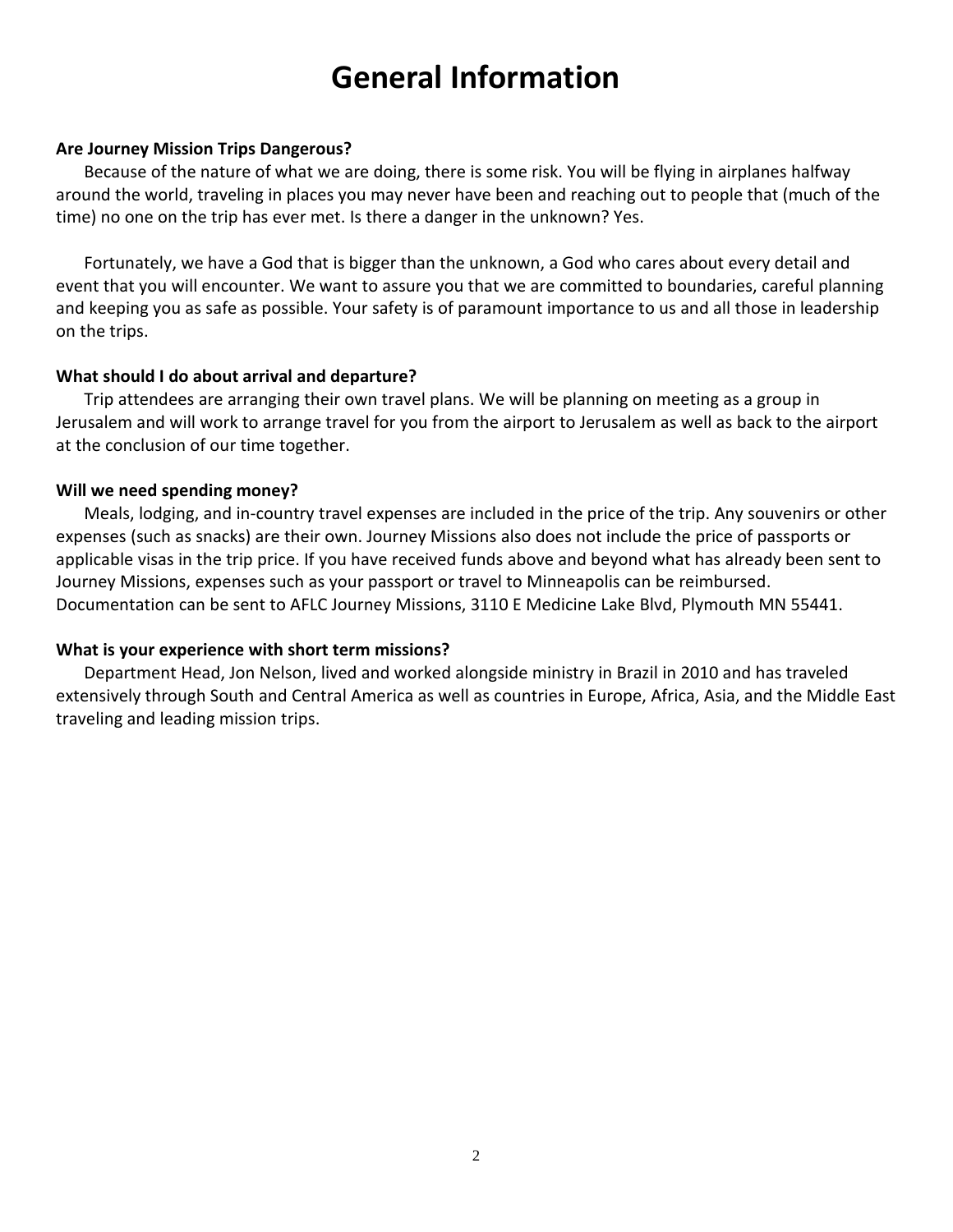# General Information

**Are Journey Mission Trips Dangerous?**

Because of the nature of what we are doing, there is some risk. You will be flying in airplanes halfway around the world, traveling in places you may never have been and reaching out to people that (much of the time) no one on the trip has ever met. Is there a danger in the unknown? Yes.

Fortunately, we have a God that is bigger than the unknown, a God who cares about every detail and event that you will encounter. We want to assure you that we are committed to boundaries, careful planning and keeping you as safe as possible. Your safety is of paramount importance to us and all those in leadership on the trips.

**What should I do about arrival and departure?**

Trip attendees are arranging their own travel plans. We will be planning on meeting as a group in Jerusalem and will work to arrange travel for you from the airport to Jerusalem as well as back to the airport at the conclusion of our time together.

**Will we need spending money?**

Meals, lodging, and in-country travel expenses are included in the price of the trip. Any souvenirs or other expenses (such as snacks) are their own. Journey Missions also does not include the price of passports or applicable visas in the trip price. If you have received funds above and beyond what has already been sent to Journey Missions, expenses such as your passport or travel to Minneapolis can be reimbursed. Documentation can be sent to AFLC Journey Missions, 3110 E Medicine Lake Blvd, Plymouth MN 55441.

**What is your experience with short term missions?**

Department Head, Jon Nelson, lived and worked alongside ministry in Brazil in 2010 and has traveled extensively through South and Central America as well as countries in Europe, Africa, Asia, and the Middle East traveling and leading mission trips.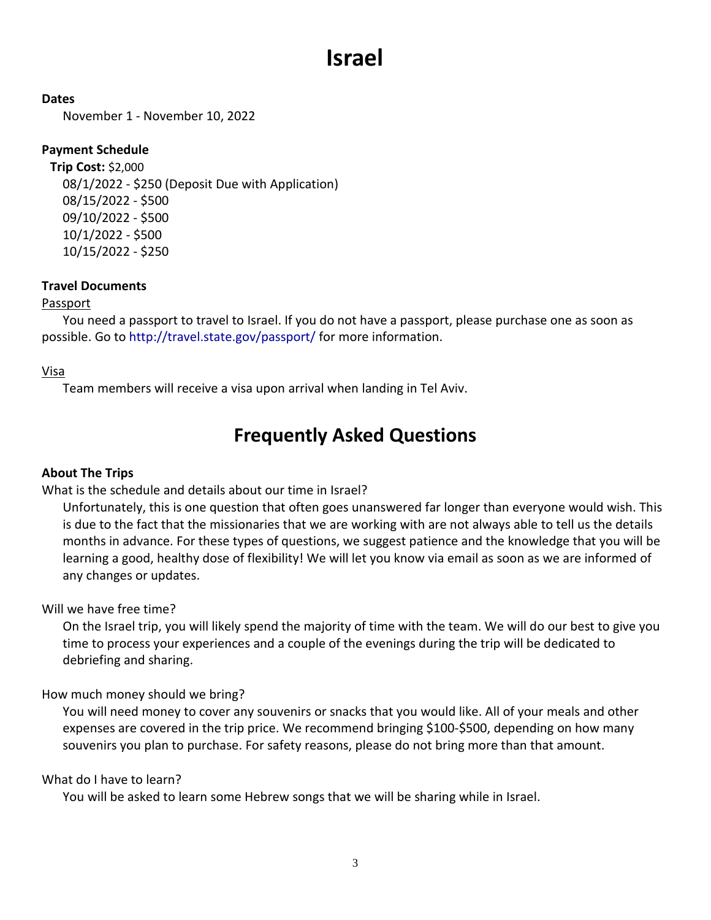# Israel

**Dates**

November 1 - November 10, 2022

**Payment Schedule**

**Trip Cost:** $2,000

08/1/2022 - $250 (Deposit Due with Application)
08/15/2022 - $500
09/10/2022 - $500
10/1/2022 - $500
10/15/2022 - $250

**Travel Documents**

Passport

You need a passport to travel to Israel. If you do not have a passport, please purchase one as soon as possible. Go to http://travel.state.gov/passport/ for more information.

Visa

Team members will receive a visa upon arrival when landing in Tel Aviv.

# Frequently Asked Questions

**About The Trips**

What is the schedule and details about our time in Israel?

Unfortunately, this is one question that often goes unanswered far longer than everyone would wish. This is due to the fact that the missionaries that we are working with are not always able to tell us the details months in advance. For these types of questions, we suggest patience and the knowledge that you will be learning a good, healthy dose of flexibility! We will let you know via email as soon as we are informed of any changes or updates.

Will we have free time?

On the Israel trip, you will likely spend the majority of time with the team. We will do our best to give you time to process your experiences and a couple of the evenings during the trip will be dedicated to debriefing and sharing.

How much money should we bring?

You will need money to cover any souvenirs or snacks that you would like. All of your meals and other expenses are covered in the trip price. We recommend bringing $100-$500, depending on how many souvenirs you plan to purchase. For safety reasons, please do not bring more than that amount.

What do I have to learn?

You will be asked to learn some Hebrew songs that we will be sharing while in Israel.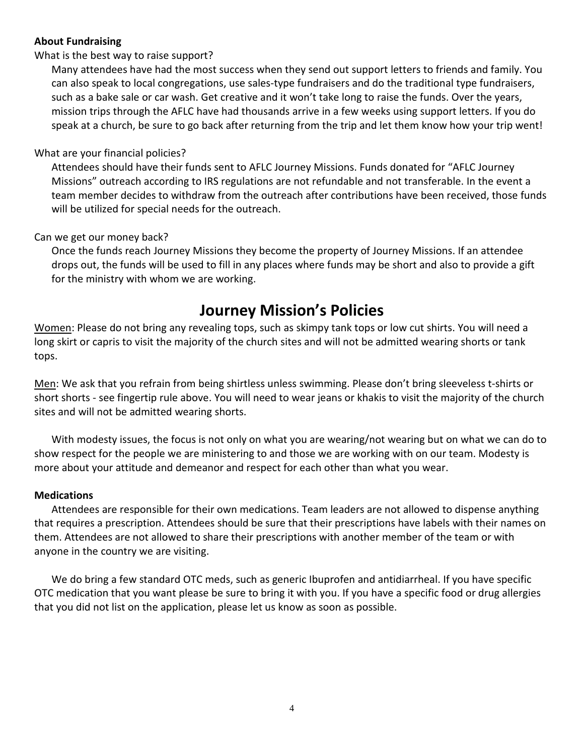**About Fundraising**

What is the best way to raise support?

Many attendees have had the most success when they send out support letters to friends and family. You can also speak to local congregations, use sales-type fundraisers and do the traditional type fundraisers, such as a bake sale or car wash. Get creative and it won't take long to raise the funds. Over the years, mission trips through the AFLC have had thousands arrive in a few weeks using support letters. If you do speak at a church, be sure to go back after returning from the trip and let them know how your trip went!

What are your financial policies?

Attendees should have their funds sent to AFLC Journey Missions. Funds donated for "AFLC Journey Missions" outreach according to IRS regulations are not refundable and not transferable. In the event a team member decides to withdraw from the outreach after contributions have been received, those funds will be utilized for special needs for the outreach.

Can we get our money back?

Once the funds reach Journey Missions they become the property of Journey Missions. If an attendee drops out, the funds will be used to fill in any places where funds may be short and also to provide a gift for the ministry with whom we are working.

# Journey Mission's Policies

<u>Women</u>: Please do not bring any revealing tops, such as skimpy tank tops or low cut shirts. You will need a long skirt or capris to visit the majority of the church sites and will not be admitted wearing shorts or tank tops.

<u>Men</u>: We ask that you refrain from being shirtless unless swimming. Please don't bring sleeveless t-shirts or short shorts - see fingertip rule above. You will need to wear jeans or khakis to visit the majority of the church sites and will not be admitted wearing shorts.

With modesty issues, the focus is not only on what you are wearing/not wearing but on what we can do to show respect for the people we are ministering to and those we are working with on our team. Modesty is more about your attitude and demeanor and respect for each other than what you wear.

**Medications**

Attendees are responsible for their own medications. Team leaders are not allowed to dispense anything that requires a prescription. Attendees should be sure that their prescriptions have labels with their names on them. Attendees are not allowed to share their prescriptions with another member of the team or with anyone in the country we are visiting.

We do bring a few standard OTC meds, such as generic Ibuprofen and antidiarrheal. If you have specific OTC medication that you want please be sure to bring it with you. If you have a specific food or drug allergies that you did not list on the application, please let us know as soon as possible.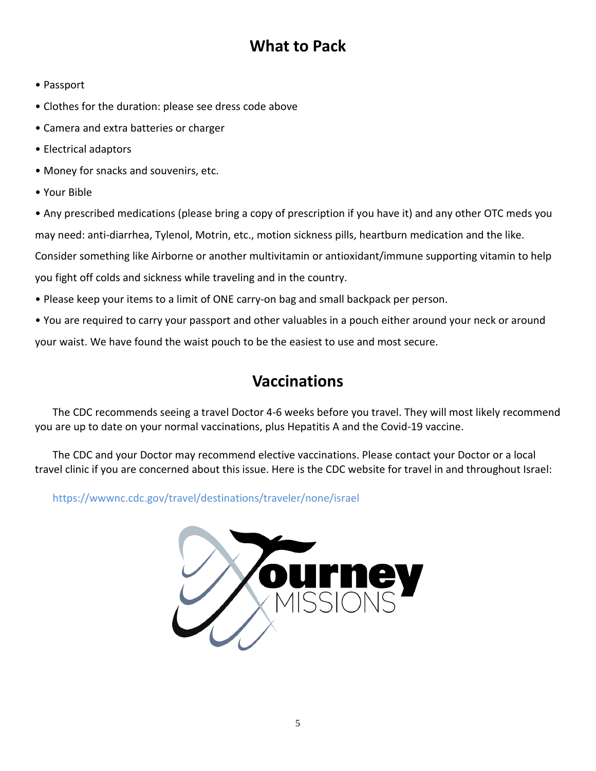## What to Pack

- Passport
- Clothes for the duration: please see dress code above
- Camera and extra batteries or charger
- Electrical adaptors
- Money for snacks and souvenirs, etc.
- Your Bible
- Any prescribed medications (please bring a copy of prescription if you have it) and any other OTC meds you may need: anti-diarrhea, Tylenol, Motrin, etc., motion sickness pills, heartburn medication and the like. Consider something like Airborne or another multivitamin or antioxidant/immune supporting vitamin to help you fight off colds and sickness while traveling and in the country.
- Please keep your items to a limit of ONE carry-on bag and small backpack per person.
- You are required to carry your passport and other valuables in a pouch either around your neck or around your waist. We have found the waist pouch to be the easiest to use and most secure.

## Vaccinations

The CDC recommends seeing a travel Doctor 4-6 weeks before you travel. They will most likely recommend you are up to date on your normal vaccinations, plus Hepatitis A and the Covid-19 vaccine.

The CDC and your Doctor may recommend elective vaccinations. Please contact your Doctor or a local travel clinic if you are concerned about this issue. Here is the CDC website for travel in and throughout Israel:

https://wwwnc.cdc.gov/travel/destinations/traveler/none/israel

Journey MISSIONS